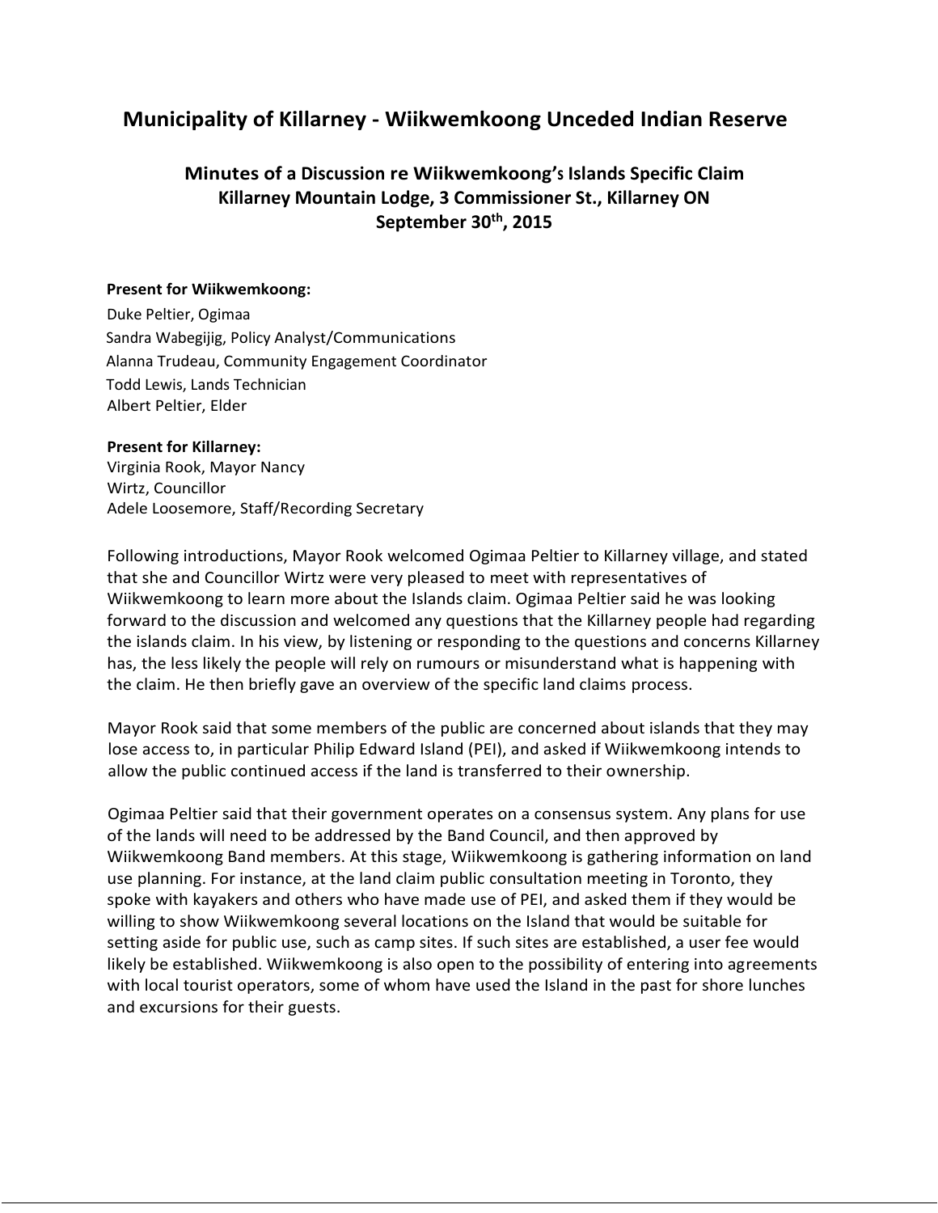# Municipality of Killarney - Wiikwemkoong Unceded Indian Reserve

## Minutes of a Discussion re Wiikwemkoong's Islands Specific Claim
## Killarney Mountain Lodge, 3 Commissioner St., Killarney ON
## September 30th, 2015

**Present for Wiikwemkoong:**

Duke Peltier, Ogimaa
Sandra Wabegijig, Policy Analyst/Communications
Alanna Trudeau, Community Engagement Coordinator
Todd Lewis, Lands Technician
Albert Peltier, Elder

**Present for Killarney:**

Virginia Rook, Mayor Nancy
Wirtz, Councillor
Adele Loosemore, Staff/Recording Secretary

Following introductions, Mayor Rook welcomed Ogimaa Peltier to Killarney village, and stated that she and Councillor Wirtz were very pleased to meet with representatives of Wiikwemkoong to learn more about the Islands claim. Ogimaa Peltier said he was looking forward to the discussion and welcomed any questions that the Killarney people had regarding the islands claim. In his view, by listening or responding to the questions and concerns Killarney has, the less likely the people will rely on rumours or misunderstand what is happening with the claim. He then briefly gave an overview of the specific land claims process.

Mayor Rook said that some members of the public are concerned about islands that they may lose access to, in particular Philip Edward Island (PEI), and asked if Wiikwemkoong intends to allow the public continued access if the land is transferred to their ownership.

Ogimaa Peltier said that their government operates on a consensus system. Any plans for use of the lands will need to be addressed by the Band Council, and then approved by Wiikwemkoong Band members. At this stage, Wiikwemkoong is gathering information on land use planning. For instance, at the land claim public consultation meeting in Toronto, they spoke with kayakers and others who have made use of PEI, and asked them if they would be willing to show Wiikwemkoong several locations on the Island that would be suitable for setting aside for public use, such as camp sites. If such sites are established, a user fee would likely be established. Wiikwemkoong is also open to the possibility of entering into agreements with local tourist operators, some of whom have used the Island in the past for shore lunches and excursions for their guests.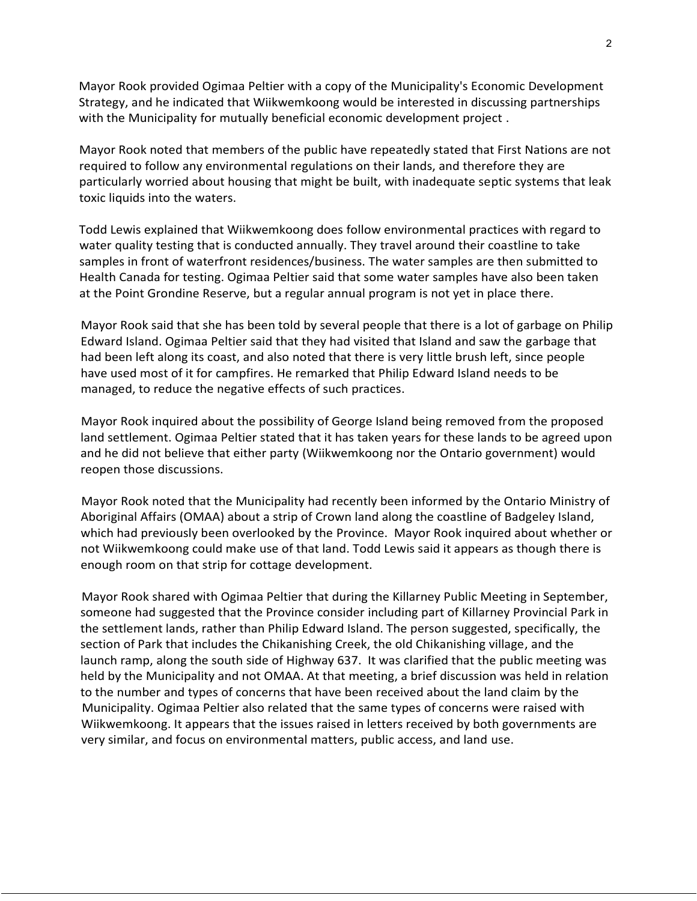Mayor Rook provided Ogimaa Peltier with a copy of the Municipality's Economic Development Strategy, and he indicated that Wiikwemkoong would be interested in discussing partnerships with the Municipality for mutually beneficial economic development project .

Mayor Rook noted that members of the public have repeatedly stated that First Nations are not required to follow any environmental regulations on their lands, and therefore they are particularly worried about housing that might be built, with inadequate septic systems that leak toxic liquids into the waters.

Todd Lewis explained that Wiikwemkoong does follow environmental practices with regard to water quality testing that is conducted annually. They travel around their coastline to take samples in front of waterfront residences/business. The water samples are then submitted to Health Canada for testing. Ogimaa Peltier said that some water samples have also been taken at the Point Grondine Reserve, but a regular annual program is not yet in place there.

Mayor Rook said that she has been told by several people that there is a lot of garbage on Philip Edward Island. Ogimaa Peltier said that they had visited that Island and saw the garbage that had been left along its coast, and also noted that there is very little brush left, since people have used most of it for campfires. He remarked that Philip Edward Island needs to be managed, to reduce the negative effects of such practices.

Mayor Rook inquired about the possibility of George Island being removed from the proposed land settlement. Ogimaa Peltier stated that it has taken years for these lands to be agreed upon and he did not believe that either party (Wiikwemkoong nor the Ontario government) would reopen those discussions.

Mayor Rook noted that the Municipality had recently been informed by the Ontario Ministry of Aboriginal Affairs (OMAA) about a strip of Crown land along the coastline of Badgeley Island, which had previously been overlooked by the Province. Mayor Rook inquired about whether or not Wiikwemkoong could make use of that land. Todd Lewis said it appears as though there is enough room on that strip for cottage development.

Mayor Rook shared with Ogimaa Peltier that during the Killarney Public Meeting in September, someone had suggested that the Province consider including part of Killarney Provincial Park in the settlement lands, rather than Philip Edward Island. The person suggested, specifically, the section of Park that includes the Chikanishing Creek, the old Chikanishing village, and the launch ramp, along the south side of Highway 637. It was clarified that the public meeting was held by the Municipality and not OMAA. At that meeting, a brief discussion was held in relation to the number and types of concerns that have been received about the land claim by the Municipality. Ogimaa Peltier also related that the same types of concerns were raised with Wiikwemkoong. It appears that the issues raised in letters received by both governments are very similar, and focus on environmental matters, public access, and land use.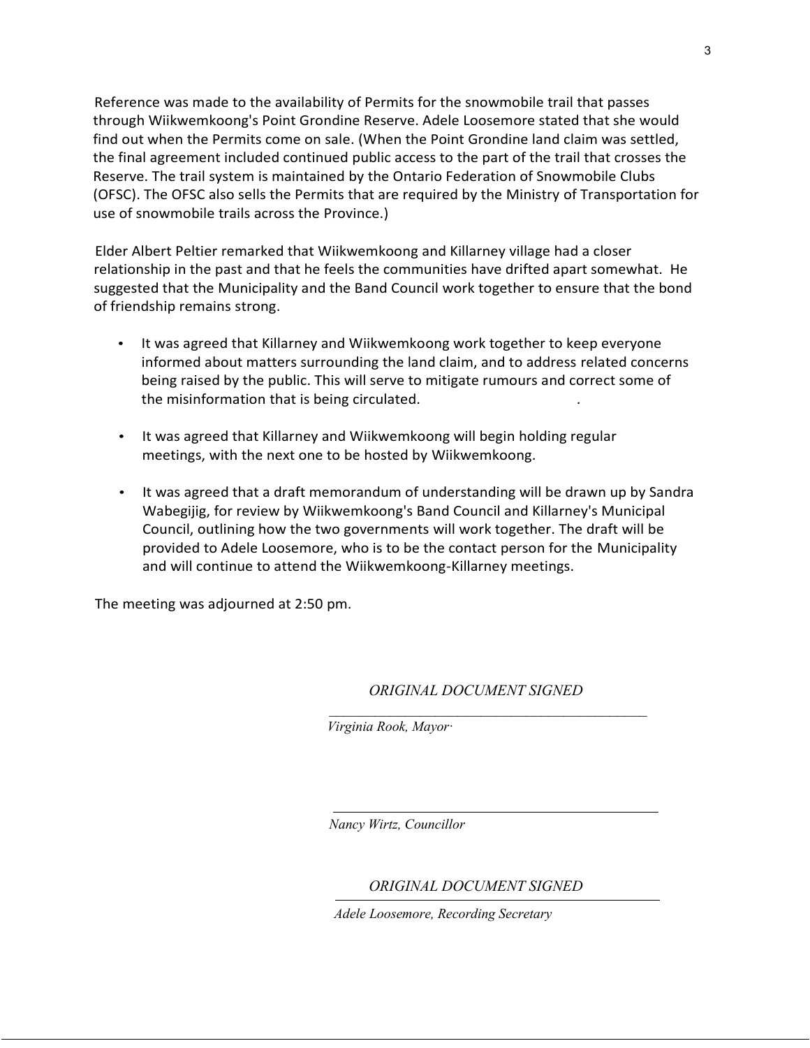Reference was made to the availability of Permits for the snowmobile trail that passes through Wiikwemkoong's Point Grondine Reserve. Adele Loosemore stated that she would find out when the Permits come on sale. (When the Point Grondine land claim was settled, the final agreement included continued public access to the part of the trail that crosses the Reserve. The trail system is maintained by the Ontario Federation of Snowmobile Clubs (OFSC). The OFSC also sells the Permits that are required by the Ministry of Transportation for use of snowmobile trails across the Province.)

Elder Albert Peltier remarked that Wiikwemkoong and Killarney village had a closer relationship in the past and that he feels the communities have drifted apart somewhat. He suggested that the Municipality and the Band Council work together to ensure that the bond of friendship remains strong.

- It was agreed that Killarney and Wiikwemkoong work together to keep everyone informed about matters surrounding the land claim, and to address related concerns being raised by the public. This will serve to mitigate rumours and correct some of the misinformation that is being circulated.
- It was agreed that Killarney and Wiikwemkoong will begin holding regular meetings, with the next one to be hosted by Wiikwemkoong.
- It was agreed that a draft memorandum of understanding will be drawn up by Sandra Wabegijig, for review by Wiikwemkoong's Band Council and Killarney's Municipal Council, outlining how the two governments will work together. The draft will be provided to Adele Loosemore, who is to be the contact person for the Municipality and will continue to attend the Wiikwemkoong-Killarney meetings.

The meeting was adjourned at 2:50 pm.

*ORIGINAL DOCUMENT SIGNED*

*Virginia Rook, Mayor*

*Nancy Wirtz, Councillor*

*ORIGINAL DOCUMENT SIGNED*

*Adele Loosemore, Recording Secretary*